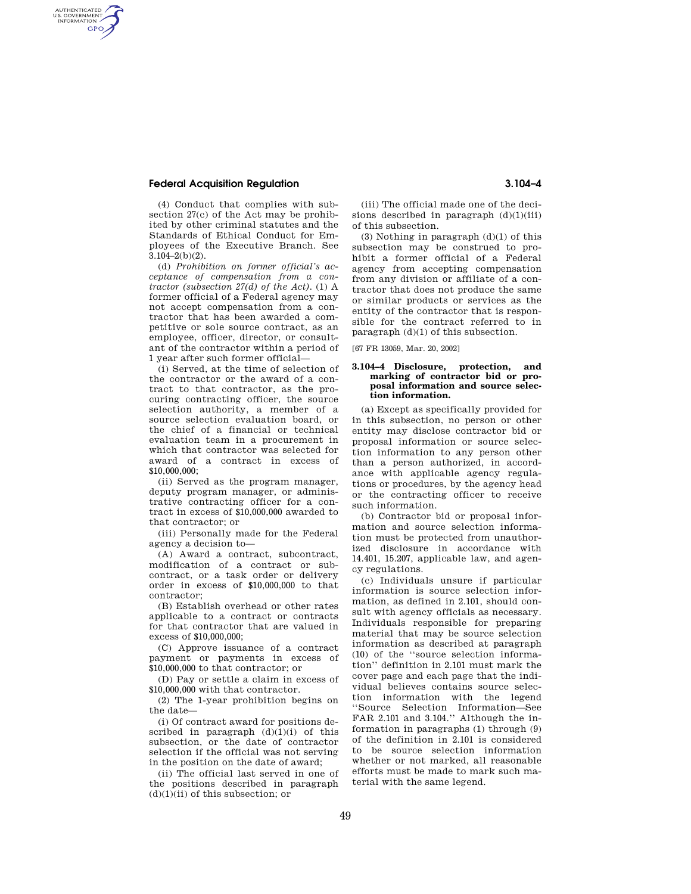(4) Conduct that complies with subsection 27(c) of the Act may be prohibited by other criminal statutes and the Standards of Ethical Conduct for Employees of the Executive Branch. See 3.104–2(b)(2).

(d) *Prohibition on former official's acceptance of compensation from a contractor (subsection 27(d) of the Act).* (1) A former official of a Federal agency may not accept compensation from a contractor that has been awarded a competitive or sole source contract, as an employee, officer, director, or consultant of the contractor within a period of 1 year after such former official—

(i) Served, at the time of selection of the contractor or the award of a contract to that contractor, as the procuring contracting officer, the source selection authority, a member of a source selection evaluation board, or the chief of a financial or technical evaluation team in a procurement in which that contractor was selected for award of a contract in excess of $10,000,000;

(ii) Served as the program manager, deputy program manager, or administrative contracting officer for a contract in excess of $10,000,000 awarded to that contractor; or

(iii) Personally made for the Federal agency a decision to—

(A) Award a contract, subcontract, modification of a contract or subcontract, or a task order or delivery order in excess of $10,000,000 to that contractor;

(B) Establish overhead or other rates applicable to a contract or contracts for that contractor that are valued in excess of $10,000,000;

(C) Approve issuance of a contract payment or payments in excess of $10,000,000 to that contractor; or

(D) Pay or settle a claim in excess of $10,000,000 with that contractor.

(2) The 1-year prohibition begins on the date—

(i) Of contract award for positions described in paragraph (d)(1)(i) of this subsection, or the date of contractor selection if the official was not serving in the position on the date of award;

(ii) The official last served in one of the positions described in paragraph (d)(1)(ii) of this subsection; or

(iii) The official made one of the decisions described in paragraph (d)(1)(iii) of this subsection.

(3) Nothing in paragraph (d)(1) of this subsection may be construed to prohibit a former official of a Federal agency from accepting compensation from any division or affiliate of a contractor that does not produce the same or similar products or services as the entity of the contractor that is responsible for the contract referred to in paragraph (d)(1) of this subsection.

[67 FR 13059, Mar. 20, 2002]

### 3.104–4 Disclosure, protection, and marking of contractor bid or proposal information and source selection information.

(a) Except as specifically provided for in this subsection, no person or other entity may disclose contractor bid or proposal information or source selection information to any person other than a person authorized, in accordance with applicable agency regulations or procedures, by the agency head or the contracting officer to receive such information.

(b) Contractor bid or proposal information and source selection information must be protected from unauthorized disclosure in accordance with 14.401, 15.207, applicable law, and agency regulations.

(c) Individuals unsure if particular information is source selection information, as defined in 2.101, should consult with agency officials as necessary. Individuals responsible for preparing material that may be source selection information as described at paragraph (10) of the "source selection information" definition in 2.101 must mark the cover page and each page that the individual believes contains source selection information with the legend "Source Selection Information—See FAR 2.101 and 3.104." Although the information in paragraphs (1) through (9) of the definition in 2.101 is considered to be source selection information whether or not marked, all reasonable efforts must be made to mark such material with the same legend.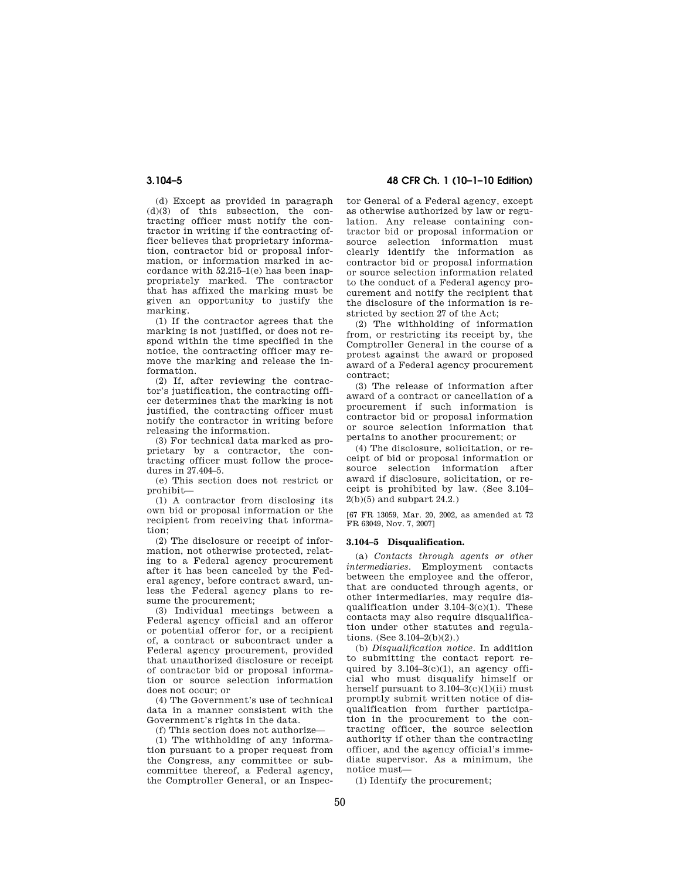(d) Except as provided in paragraph (d)(3) of this subsection, the contracting officer must notify the contractor in writing if the contracting officer believes that proprietary information, contractor bid or proposal information, or information marked in accordance with 52.215–1(e) has been inappropriately marked. The contractor that has affixed the marking must be given an opportunity to justify the marking.

(1) If the contractor agrees that the marking is not justified, or does not respond within the time specified in the notice, the contracting officer may remove the marking and release the information.

(2) If, after reviewing the contractor's justification, the contracting officer determines that the marking is not justified, the contracting officer must notify the contractor in writing before releasing the information.

(3) For technical data marked as proprietary by a contractor, the contracting officer must follow the procedures in 27.404–5.

(e) This section does not restrict or prohibit—

(1) A contractor from disclosing its own bid or proposal information or the recipient from receiving that information;

(2) The disclosure or receipt of information, not otherwise protected, relating to a Federal agency procurement after it has been canceled by the Federal agency, before contract award, unless the Federal agency plans to resume the procurement;

(3) Individual meetings between a Federal agency official and an offeror or potential offeror for, or a recipient of, a contract or subcontract under a Federal agency procurement, provided that unauthorized disclosure or receipt of contractor bid or proposal information or source selection information does not occur; or

(4) The Government's use of technical data in a manner consistent with the Government's rights in the data.

(f) This section does not authorize—

(1) The withholding of any information pursuant to a proper request from the Congress, any committee or subcommittee thereof, a Federal agency, the Comptroller General, or an Inspector General of a Federal agency, except as otherwise authorized by law or regulation. Any release containing contractor bid or proposal information or source selection information must clearly identify the information as contractor bid or proposal information or source selection information related to the conduct of a Federal agency procurement and notify the recipient that the disclosure of the information is restricted by section 27 of the Act;

(2) The withholding of information from, or restricting its receipt by, the Comptroller General in the course of a protest against the award or proposed award of a Federal agency procurement contract;

(3) The release of information after award of a contract or cancellation of a procurement if such information is contractor bid or proposal information or source selection information that pertains to another procurement; or

(4) The disclosure, solicitation, or receipt of bid or proposal information or source selection information after award if disclosure, solicitation, or receipt is prohibited by law. (See 3.104–2(b)(5) and subpart 24.2.)

[67 FR 13059, Mar. 20, 2002, as amended at 72 FR 63049, Nov. 7, 2007]

### 3.104–5 Disqualification.

(a) *Contacts through agents or other intermediaries.* Employment contacts between the employee and the offeror, that are conducted through agents, or other intermediaries, may require disqualification under 3.104–3(c)(1). These contacts may also require disqualification under other statutes and regulations. (See 3.104–2(b)(2).)

(b) *Disqualification notice.* In addition to submitting the contact report required by 3.104–3(c)(1), an agency official who must disqualify himself or herself pursuant to 3.104–3(c)(1)(ii) must promptly submit written notice of disqualification from further participation in the procurement to the contracting officer, the source selection authority if other than the contracting officer, and the agency official's immediate supervisor. As a minimum, the notice must—

(1) Identify the procurement;